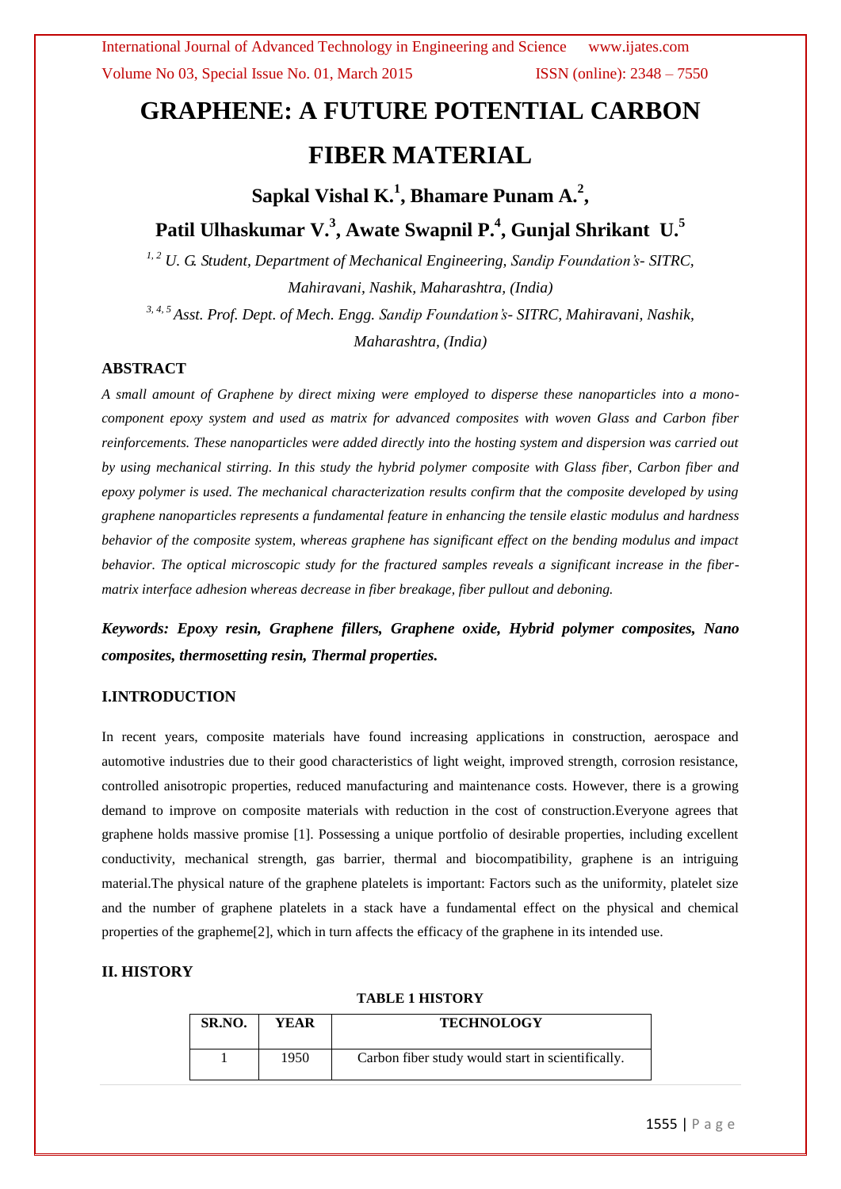# GRAPHENE: A FUTURE POTENTIAL CARBON FIBER MATERIAL

**Sapkal Vishal K.[1], Bhamare Punam A.[2], Patil Ulhaskumar V.[3], Awate Swapnil P.[4], Gunjal Shrikant U.[5]**

*[1, 2] U. G. Student, Department of Mechanical Engineering, Sandip Foundation's- SITRC, Mahiravani, Nashik, Maharashtra, (India)*

*[3, 4, 5] Asst. Prof. Dept. of Mech. Engg. Sandip Foundation's- SITRC, Mahiravani, Nashik, Maharashtra, (India)*

## ABSTRACT

*A small amount of Graphene by direct mixing were employed to disperse these nanoparticles into a mono-component epoxy system and used as matrix for advanced composites with woven Glass and Carbon fiber reinforcements. These nanoparticles were added directly into the hosting system and dispersion was carried out by using mechanical stirring. In this study the hybrid polymer composite with Glass fiber, Carbon fiber and epoxy polymer is used. The mechanical characterization results confirm that the composite developed by using graphene nanoparticles represents a fundamental feature in enhancing the tensile elastic modulus and hardness behavior of the composite system, whereas graphene has significant effect on the bending modulus and impact behavior. The optical microscopic study for the fractured samples reveals a significant increase in the fiber-matrix interface adhesion whereas decrease in fiber breakage, fiber pullout and deboning.*

***Keywords: Epoxy resin, Graphene fillers, Graphene oxide, Hybrid polymer composites, Nano composites, thermosetting resin, Thermal properties.***

## I.INTRODUCTION

In recent years, composite materials have found increasing applications in construction, aerospace and automotive industries due to their good characteristics of light weight, improved strength, corrosion resistance, controlled anisotropic properties, reduced manufacturing and maintenance costs. However, there is a growing demand to improve on composite materials with reduction in the cost of construction.Everyone agrees that graphene holds massive promise [1]. Possessing a unique portfolio of desirable properties, including excellent conductivity, mechanical strength, gas barrier, thermal and biocompatibility, graphene is an intriguing material.The physical nature of the graphene platelets is important: Factors such as the uniformity, platelet size and the number of graphene platelets in a stack have a fundamental effect on the physical and chemical properties of the grapheme[2], which in turn affects the efficacy of the graphene in its intended use.

## II. HISTORY

**TABLE 1 HISTORY**

| SR.NO. | YEAR | TECHNOLOGY |
|---|---|---|
| 1 | 1950 | Carbon fiber study would start in scientifically. |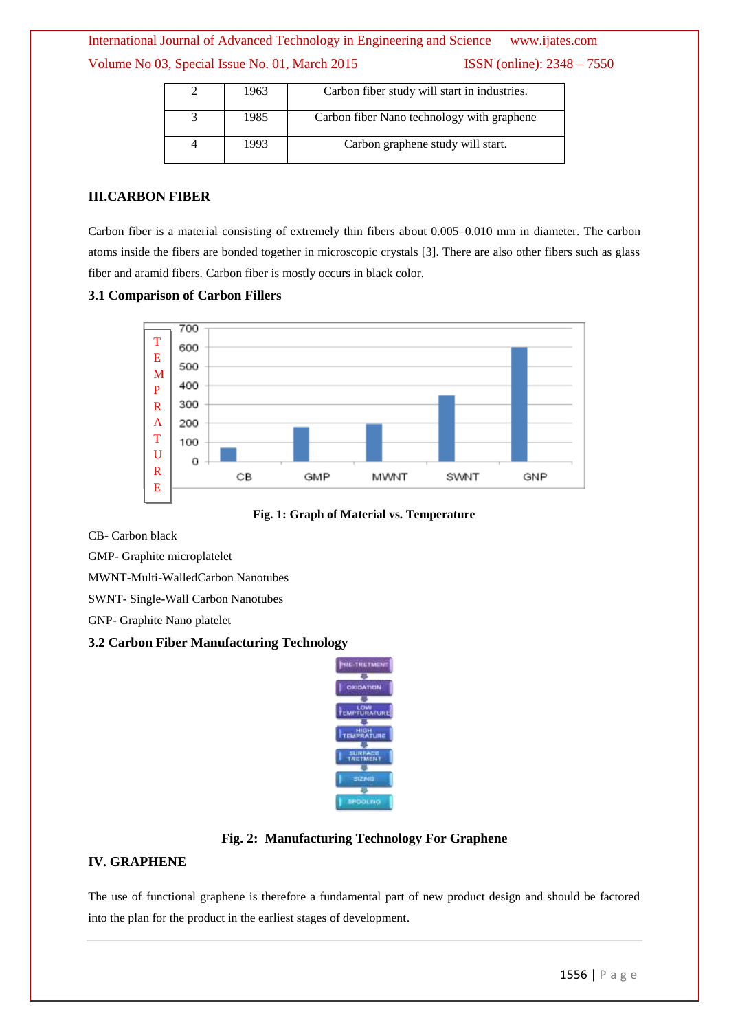| 2 | 1963 | Carbon fiber study will start in industries. |
|---|---|---|
| 3 | 1985 | Carbon fiber Nano technology with graphene |
| 4 | 1993 | Carbon graphene study will start. |

## III.CARBON FIBER

Carbon fiber is a material consisting of extremely thin fibers about 0.005–0.010 mm in diameter. The carbon atoms inside the fibers are bonded together in microscopic crystals [3]. There are also other fibers such as glass fiber and aramid fibers. Carbon fiber is mostly occurs in black color.

### 3.1 Comparison of Carbon Fillers

**Fig. 1: Graph of Material vs. Temperature**

CB- Carbon black

GMP- Graphite microplatelet

MWNT-Multi-WalledCarbon Nanotubes

SWNT- Single-Wall Carbon Nanotubes

GNP- Graphite Nano platelet

### 3.2 Carbon Fiber Manufacturing Technology

**Fig. 2: Manufacturing Technology For Graphene**

## IV. GRAPHENE

The use of functional graphene is therefore a fundamental part of new product design and should be factored into the plan for the product in the earliest stages of development.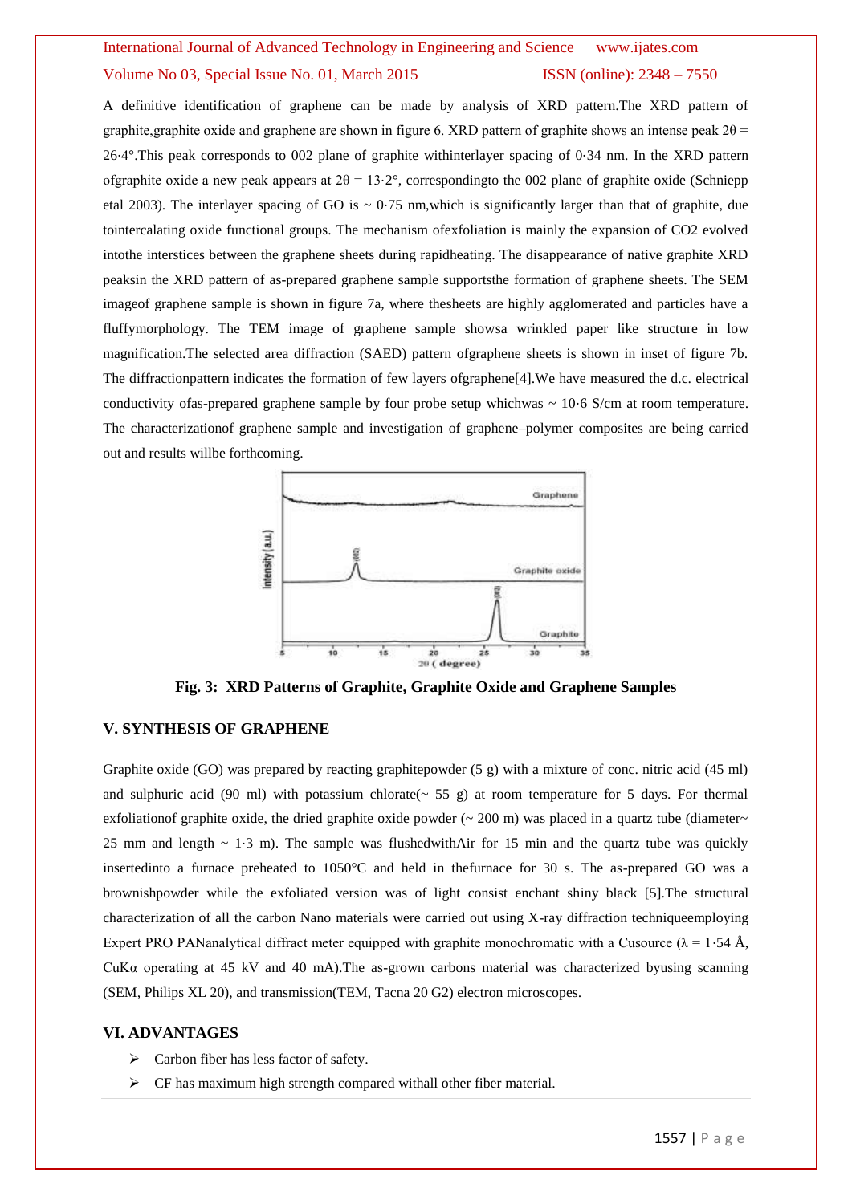A definitive identification of graphene can be made by analysis of XRD pattern.The XRD pattern of graphite,graphite oxide and graphene are shown in figure 6. XRD pattern of graphite shows an intense peak $2\theta = 26{\cdot}4°$.This peak corresponds to 002 plane of graphite withinterlayer spacing of 0·34 nm. In the XRD pattern ofgraphite oxide a new peak appears at $2\theta = 13{\cdot}2°$, correspondingto the 002 plane of graphite oxide (Schniepp etal 2003). The interlayer spacing of GO is ~ 0·75 nm,which is significantly larger than that of graphite, due tointercalating oxide functional groups. The mechanism ofexfoliation is mainly the expansion of $CO_2$ evolved intothe interstices between the graphene sheets during rapidheating. The disappearance of native graphite XRD peaksin the XRD pattern of as-prepared graphene sample supportsthe formation of graphene sheets. The SEM imageof graphene sample is shown in figure 7a, where thesheets are highly agglomerated and particles have a fluffymorphology. The TEM image of graphene sample showsa wrinkled paper like structure in low magnification.The selected area diffraction (SAED) pattern ofgraphene sheets is shown in inset of figure 7b. The diffractionpattern indicates the formation of few layers ofgraphene[4].We have measured the d.c. electrical conductivity ofas-prepared graphene sample by four probe setup whichwas ~ 10·6 S/cm at room temperature. The characterizationof graphene sample and investigation of graphene–polymer composites are being carried out and results willbe forthcoming.

**Fig. 3: XRD Patterns of Graphite, Graphite Oxide and Graphene Samples**

## V. SYNTHESIS OF GRAPHENE

Graphite oxide (GO) was prepared by reacting graphitepowder (5 g) with a mixture of conc. nitric acid (45 ml) and sulphuric acid (90 ml) with potassium chlorate(~ 55 g) at room temperature for 5 days. For thermal exfoliationof graphite oxide, the dried graphite oxide powder (~ 200 m) was placed in a quartz tube (diameter~ 25 mm and length ~ 1·3 m). The sample was flushedwithAir for 15 min and the quartz tube was quickly insertedinto a furnace preheated to 1050°C and held in thefurnace for 30 s. The as-prepared GO was a brownishpowder while the exfoliated version was of light consist enchant shiny black [5].The structural characterization of all the carbon Nano materials were carried out using X-ray diffraction techniqueemploying Expert PRO PANanalytical diffract meter equipped with graphite monochromatic with a Cusource ($\lambda = 1{\cdot}54$ Å, CuKα operating at 45 kV and 40 mA).The as-grown carbons material was characterized byusing scanning (SEM, Philips XL 20), and transmission(TEM, Tacna 20 G2) electron microscopes.

## VI. ADVANTAGES

- Carbon fiber has less factor of safety.
- CF has maximum high strength compared withall other fiber material.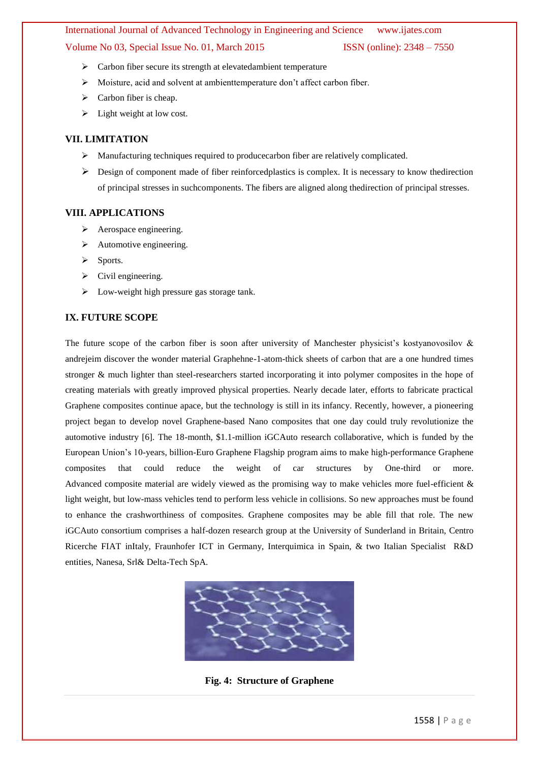- Carbon fiber secure its strength at elevatedambient temperature
- Moisture, acid and solvent at ambienttemperature don't affect carbon fiber.
- Carbon fiber is cheap.
- Light weight at low cost.

## VII. LIMITATION

- Manufacturing techniques required to producecarbon fiber are relatively complicated.
- Design of component made of fiber reinforcedplastics is complex. It is necessary to know thedirection of principal stresses in suchcomponents. The fibers are aligned along thedirection of principal stresses.

## VIII. APPLICATIONS

- Aerospace engineering.
- Automotive engineering.
- Sports.
- Civil engineering.
- Low-weight high pressure gas storage tank.

## IX. FUTURE SCOPE

The future scope of the carbon fiber is soon after university of Manchester physicist's kostyanovosilov & andrejeim discover the wonder material Graphehne-1-atom-thick sheets of carbon that are a one hundred times stronger & much lighter than steel-researchers started incorporating it into polymer composites in the hope of creating materials with greatly improved physical properties. Nearly decade later, efforts to fabricate practical Graphene composites continue apace, but the technology is still in its infancy. Recently, however, a pioneering project began to develop novel Graphene-based Nano composites that one day could truly revolutionize the automotive industry [6]. The 18-month, $1.1-million iGCAuto research collaborative, which is funded by the European Union's 10-years, billion-Euro Graphene Flagship program aims to make high-performance Graphene composites that could reduce the weight of car structures by One-third or more. Advanced composite material are widely viewed as the promising way to make vehicles more fuel-efficient & light weight, but low-mass vehicles tend to perform less vehicle in collisions. So new approaches must be found to enhance the crashworthiness of composites. Graphene composites may be able fill that role. The new iGCAuto consortium comprises a half-dozen research group at the University of Sunderland in Britain, Centro Ricerche FIAT inItaly, Fraunhofer ICT in Germany, Interquimica in Spain, & two Italian Specialist R&D entities, Nanesa, Srl& Delta-Tech SpA.

**Fig. 4: Structure of Graphene**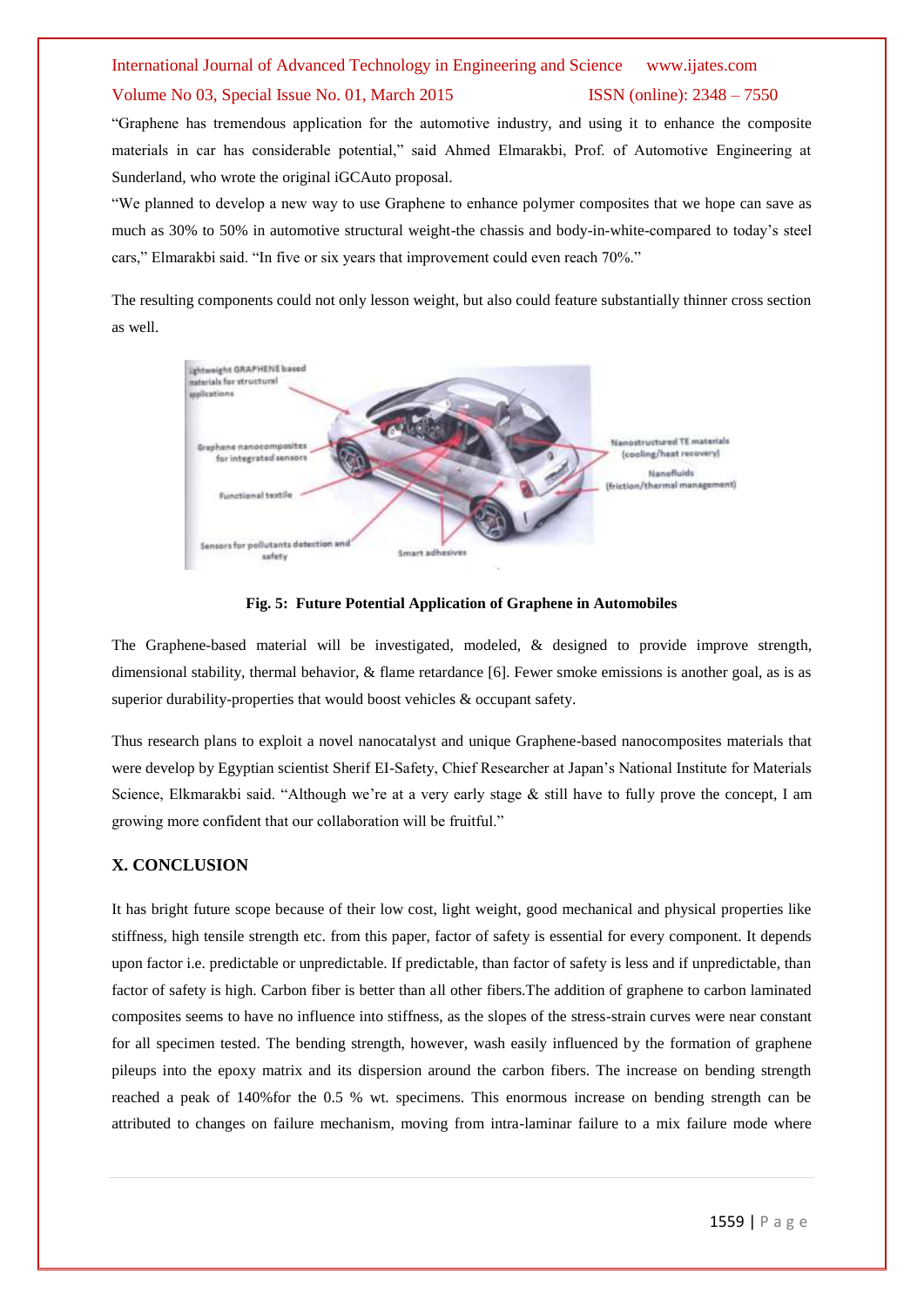"Graphene has tremendous application for the automotive industry, and using it to enhance the composite materials in car has considerable potential," said Ahmed Elmarakbi, Prof. of Automotive Engineering at Sunderland, who wrote the original iGCAuto proposal.

"We planned to develop a new way to use Graphene to enhance polymer composites that we hope can save as much as 30% to 50% in automotive structural weight-the chassis and body-in-white-compared to today's steel cars," Elmarakbi said. "In five or six years that improvement could even reach 70%."

The resulting components could not only lesson weight, but also could feature substantially thinner cross section as well.

**Fig. 5: Future Potential Application of Graphene in Automobiles**

The Graphene-based material will be investigated, modeled, & designed to provide improve strength, dimensional stability, thermal behavior, & flame retardance [6]. Fewer smoke emissions is another goal, as is as superior durability-properties that would boost vehicles & occupant safety.

Thus research plans to exploit a novel nanocatalyst and unique Graphene-based nanocomposites materials that were develop by Egyptian scientist Sherif EI-Safety, Chief Researcher at Japan's National Institute for Materials Science, Elkmarakbi said. "Although we're at a very early stage & still have to fully prove the concept, I am growing more confident that our collaboration will be fruitful."

## X. CONCLUSION

It has bright future scope because of their low cost, light weight, good mechanical and physical properties like stiffness, high tensile strength etc. from this paper, factor of safety is essential for every component. It depends upon factor i.e. predictable or unpredictable. If predictable, than factor of safety is less and if unpredictable, than factor of safety is high. Carbon fiber is better than all other fibers.The addition of graphene to carbon laminated composites seems to have no influence into stiffness, as the slopes of the stress-strain curves were near constant for all specimen tested. The bending strength, however, wash easily influenced by the formation of graphene pileups into the epoxy matrix and its dispersion around the carbon fibers. The increase on bending strength reached a peak of 140%for the 0.5 % wt. specimens. This enormous increase on bending strength can be attributed to changes on failure mechanism, moving from intra-laminar failure to a mix failure mode where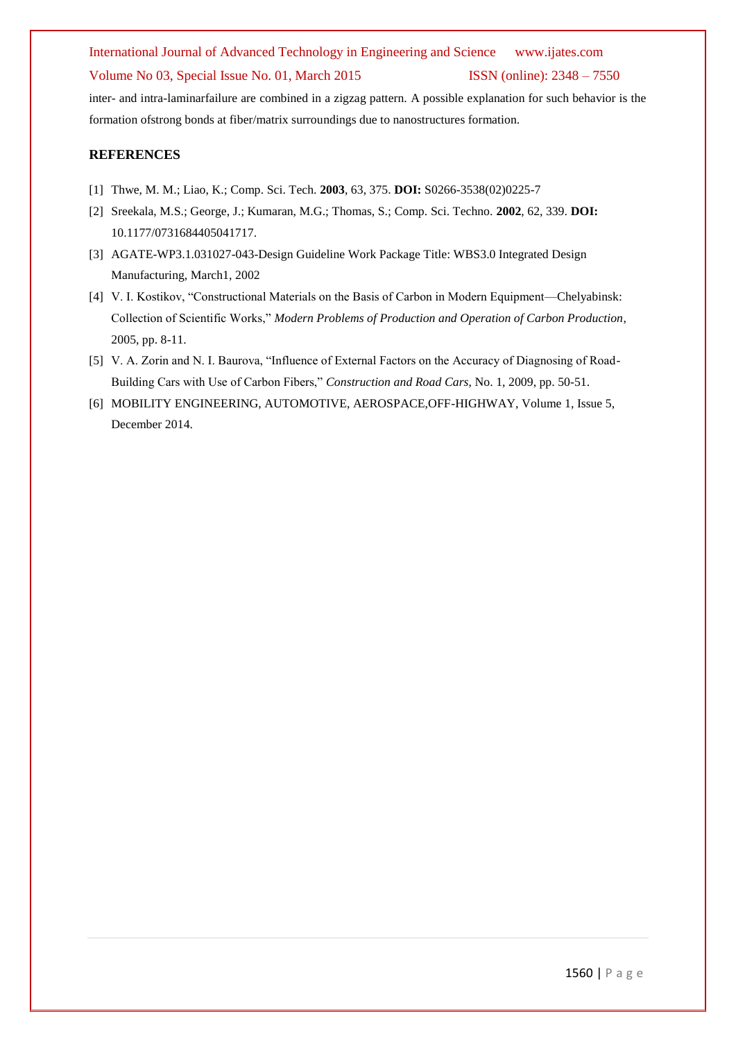inter- and intra-laminarfailure are combined in a zigzag pattern. A possible explanation for such behavior is the formation ofstrong bonds at fiber/matrix surroundings due to nanostructures formation.

## REFERENCES

[1] Thwe, M. M.; Liao, K.; Comp. Sci. Tech. **2003**, 63, 375. **DOI:** S0266-3538(02)0225-7

[2] Sreekala, M.S.; George, J.; Kumaran, M.G.; Thomas, S.; Comp. Sci. Techno. **2002**, 62, 339. **DOI:** 10.1177/0731684405041717.

[3] AGATE-WP3.1.031027-043-Design Guideline Work Package Title: WBS3.0 Integrated Design Manufacturing, March1, 2002

[4] V. I. Kostikov, "Constructional Materials on the Basis of Carbon in Modern Equipment—Chelyabinsk: Collection of Scientific Works," *Modern Problems of Production and Operation of Carbon Production*, 2005, pp. 8-11.

[5] V. A. Zorin and N. I. Baurova, "Influence of External Factors on the Accuracy of Diagnosing of Road-Building Cars with Use of Carbon Fibers," *Construction and Road Cars,* No. 1, 2009, pp. 50-51.

[6] MOBILITY ENGINEERING, AUTOMOTIVE, AEROSPACE,OFF-HIGHWAY, Volume 1, Issue 5, December 2014.